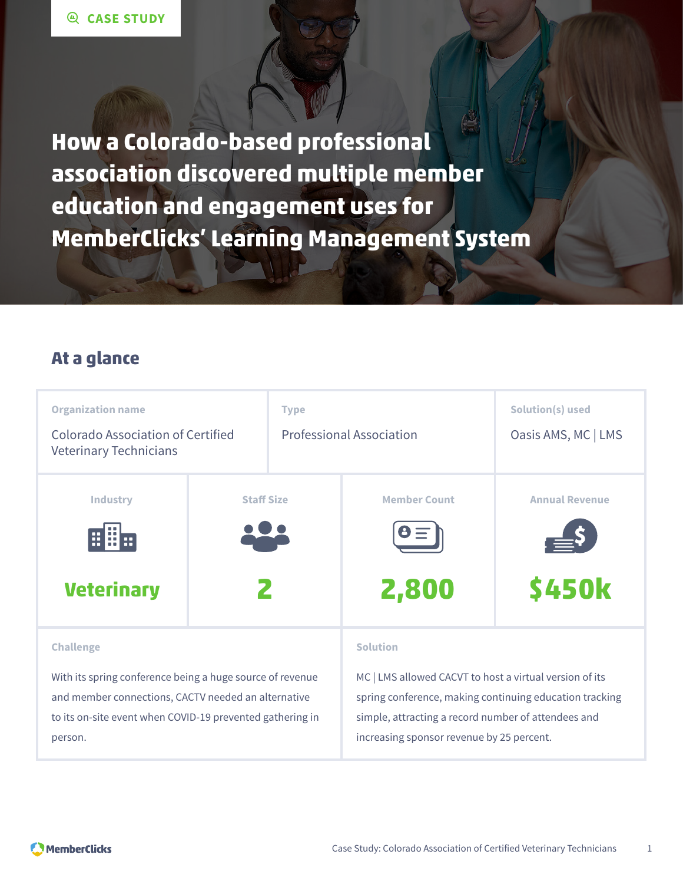CASE STUDY

# How a Colorado-based professional association discovered multiple member education and engagement uses for MemberClicks' Learning Management System

## At a glance

| Organization name | Type | Solution(s) used |
|---|---|---|
| Colorado Association of Certified Veterinary Technicians | Professional Association | Oasis AMS, MC \| LMS |

| Industry | Staff Size | Member Count | Annual Revenue |
|---|---|---|---|
| **Veterinary** | **2** | **2,800** | **$450k** |

**Challenge**

With its spring conference being a huge source of revenue and member connections, CACTV needed an alternative to its on-site event when COVID-19 prevented gathering in person.

**Solution**

MC | LMS allowed CACVT to host a virtual version of its spring conference, making continuing education tracking simple, attracting a record number of attendees and increasing sponsor revenue by 25 percent.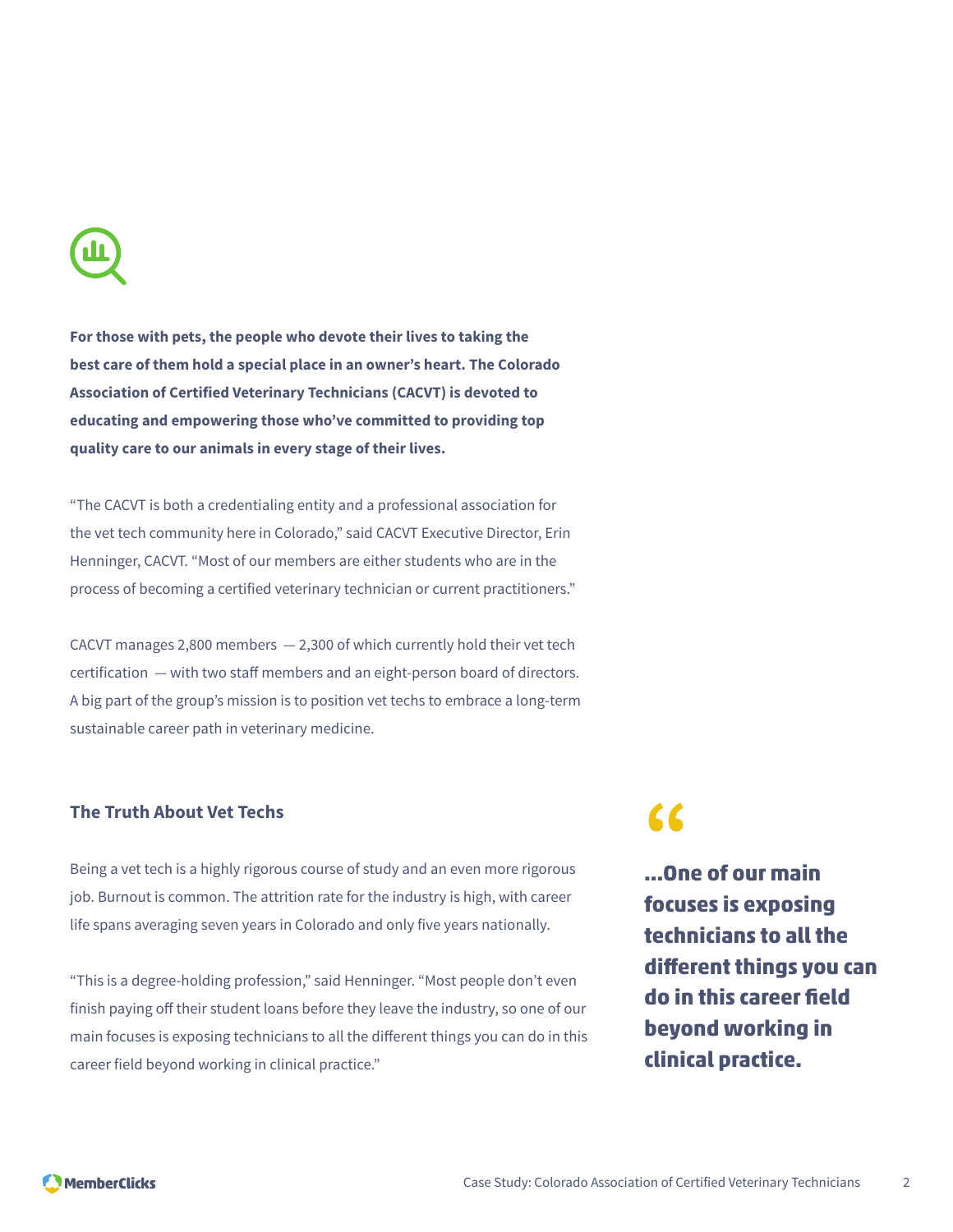**For those with pets, the people who devote their lives to taking the best care of them hold a special place in an owner's heart. The Colorado Association of Certified Veterinary Technicians (CACVT) is devoted to educating and empowering those who've committed to providing top quality care to our animals in every stage of their lives.**

"The CACVT is both a credentialing entity and a professional association for the vet tech community here in Colorado," said CACVT Executive Director, Erin Henninger, CACVT. "Most of our members are either students who are in the process of becoming a certified veterinary technician or current practitioners."

CACVT manages 2,800 members — 2,300 of which currently hold their vet tech certification — with two staff members and an eight-person board of directors. A big part of the group's mission is to position vet techs to embrace a long-term sustainable career path in veterinary medicine.

## The Truth About Vet Techs

Being a vet tech is a highly rigorous course of study and an even more rigorous job. Burnout is common. The attrition rate for the industry is high, with career life spans averaging seven years in Colorado and only five years nationally.

"This is a degree-holding profession," said Henninger. "Most people don't even finish paying off their student loans before they leave the industry, so one of our main focuses is exposing technicians to all the different things you can do in this career field beyond working in clinical practice."

> **"...One of our main focuses is exposing technicians to all the different things you can do in this career field beyond working in clinical practice.**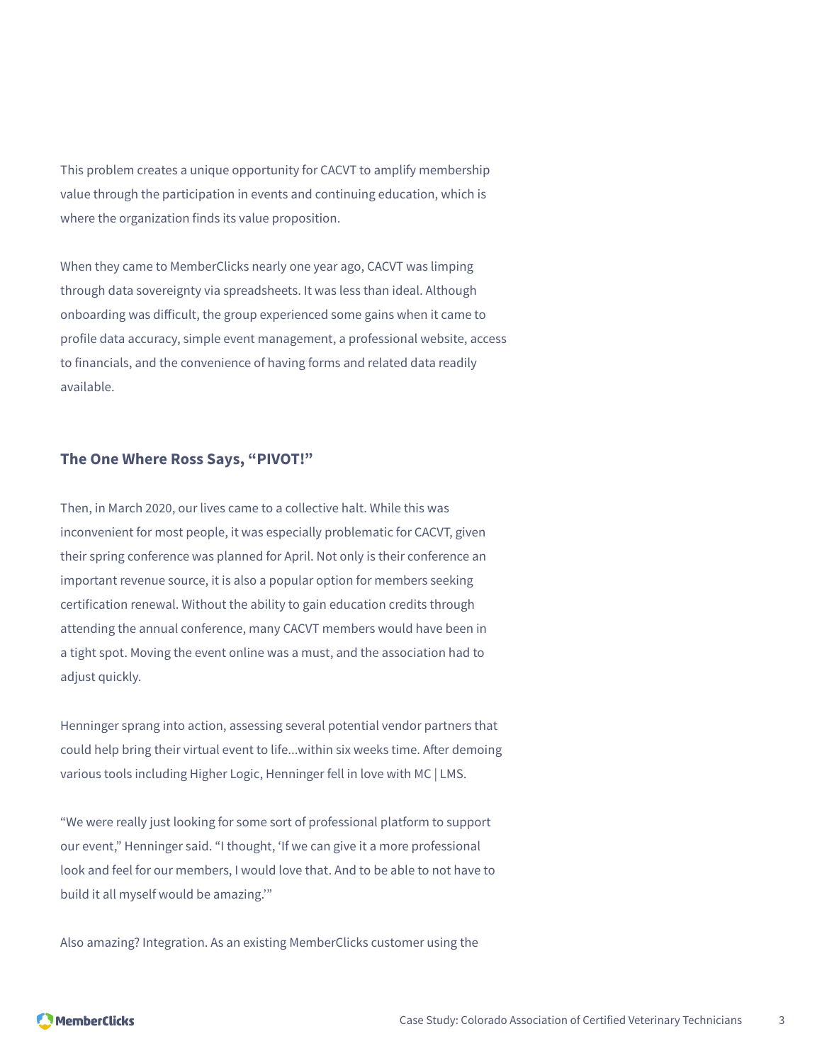This problem creates a unique opportunity for CACVT to amplify membership value through the participation in events and continuing education, which is where the organization finds its value proposition.

When they came to MemberClicks nearly one year ago, CACVT was limping through data sovereignty via spreadsheets. It was less than ideal. Although onboarding was difficult, the group experienced some gains when it came to profile data accuracy, simple event management, a professional website, access to financials, and the convenience of having forms and related data readily available.

### The One Where Ross Says, "PIVOT!"

Then, in March 2020, our lives came to a collective halt. While this was inconvenient for most people, it was especially problematic for CACVT, given their spring conference was planned for April. Not only is their conference an important revenue source, it is also a popular option for members seeking certification renewal. Without the ability to gain education credits through attending the annual conference, many CACVT members would have been in a tight spot. Moving the event online was a must, and the association had to adjust quickly.

Henninger sprang into action, assessing several potential vendor partners that could help bring their virtual event to life...within six weeks time. After demoing various tools including Higher Logic, Henninger fell in love with MC | LMS.

"We were really just looking for some sort of professional platform to support our event," Henninger said. "I thought, 'If we can give it a more professional look and feel for our members, I would love that. And to be able to not have to build it all myself would be amazing.'"

Also amazing? Integration. As an existing MemberClicks customer using the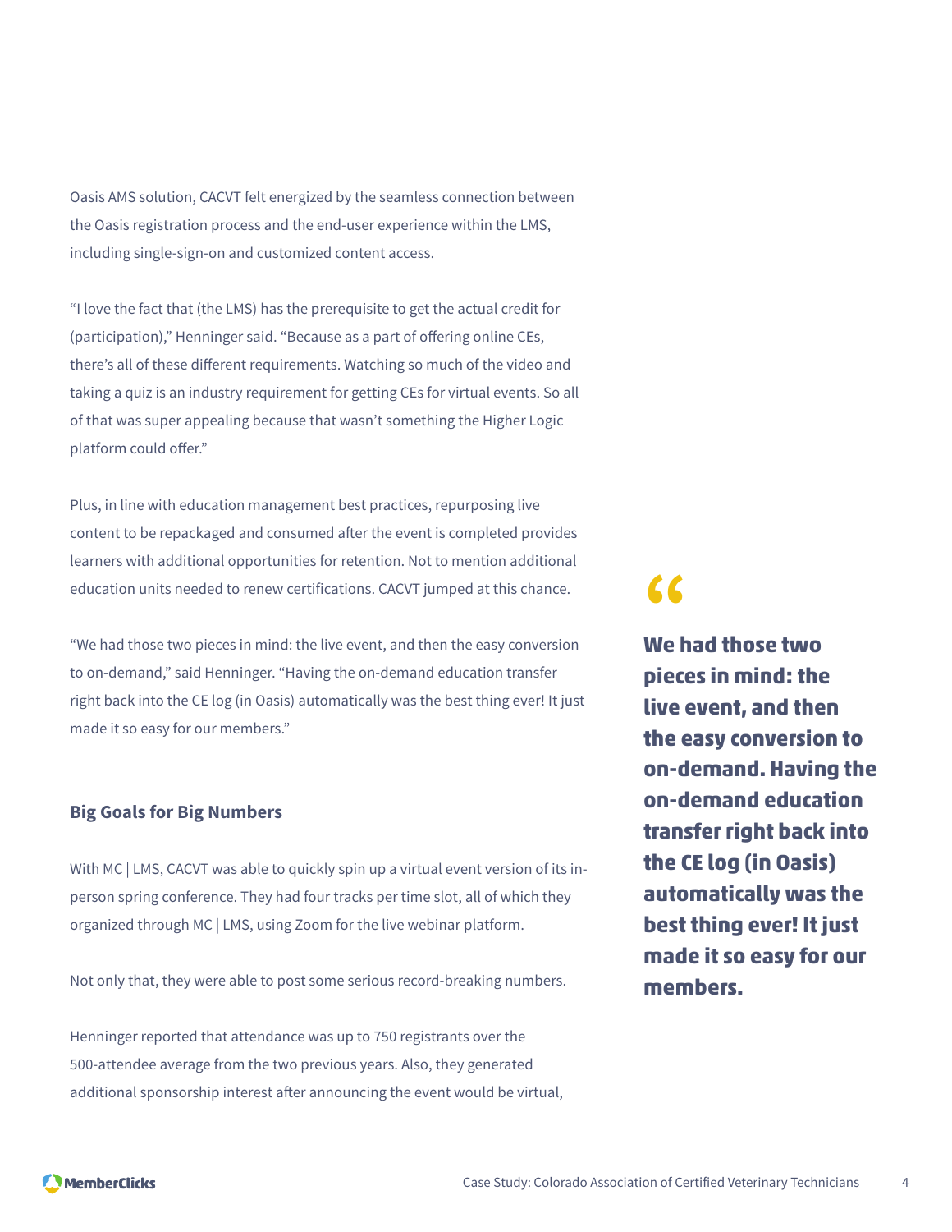Oasis AMS solution, CACVT felt energized by the seamless connection between the Oasis registration process and the end-user experience within the LMS, including single-sign-on and customized content access.

"I love the fact that (the LMS) has the prerequisite to get the actual credit for (participation)," Henninger said. "Because as a part of offering online CEs, there's all of these different requirements. Watching so much of the video and taking a quiz is an industry requirement for getting CEs for virtual events. So all of that was super appealing because that wasn't something the Higher Logic platform could offer."

Plus, in line with education management best practices, repurposing live content to be repackaged and consumed after the event is completed provides learners with additional opportunities for retention. Not to mention additional education units needed to renew certifications. CACVT jumped at this chance.

"We had those two pieces in mind: the live event, and then the easy conversion to on-demand," said Henninger. "Having the on-demand education transfer right back into the CE log (in Oasis) automatically was the best thing ever! It just made it so easy for our members."

> **"We had those two pieces in mind: the live event, and then the easy conversion to on-demand. Having the on-demand education transfer right back into the CE log (in Oasis) automatically was the best thing ever! It just made it so easy for our members.**

### Big Goals for Big Numbers

With MC | LMS, CACVT was able to quickly spin up a virtual event version of its in-person spring conference. They had four tracks per time slot, all of which they organized through MC | LMS, using Zoom for the live webinar platform.

Not only that, they were able to post some serious record-breaking numbers.

Henninger reported that attendance was up to 750 registrants over the 500-attendee average from the two previous years. Also, they generated additional sponsorship interest after announcing the event would be virtual,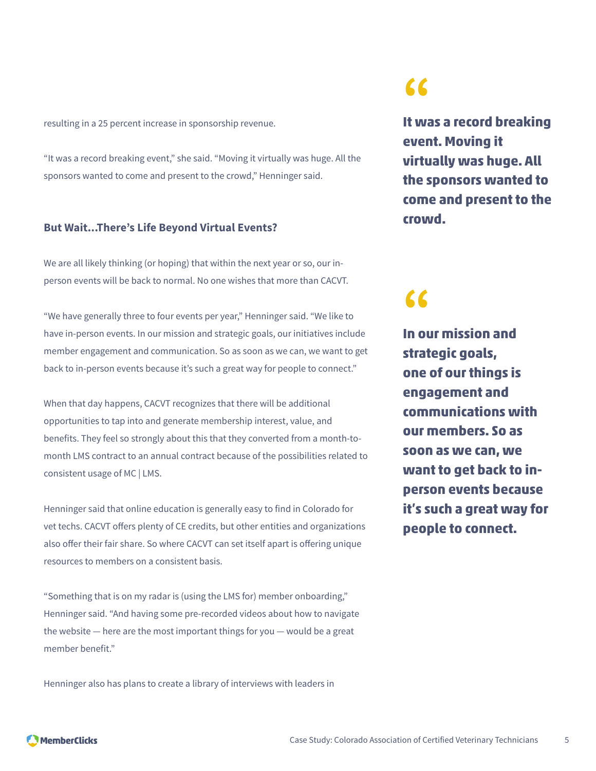resulting in a 25 percent increase in sponsorship revenue.

“It was a record breaking event,” she said. “Moving it virtually was huge. All the sponsors wanted to come and present to the crowd,” Henninger said.

> **It was a record breaking event. Moving it virtually was huge. All the sponsors wanted to come and present to the crowd.**

### But Wait…There’s Life Beyond Virtual Events?

We are all likely thinking (or hoping) that within the next year or so, our in-person events will be back to normal. No one wishes that more than CACVT.

“We have generally three to four events per year,” Henninger said. “We like to have in-person events. In our mission and strategic goals, our initiatives include member engagement and communication. So as soon as we can, we want to get back to in-person events because it’s such a great way for people to connect.”

> **In our mission and strategic goals, one of our things is engagement and communications with our members. So as soon as we can, we want to get back to in-person events because it’s such a great way for people to connect.**

When that day happens, CACVT recognizes that there will be additional opportunities to tap into and generate membership interest, value, and benefits. They feel so strongly about this that they converted from a month-to-month LMS contract to an annual contract because of the possibilities related to consistent usage of MC | LMS.

Henninger said that online education is generally easy to find in Colorado for vet techs. CACVT offers plenty of CE credits, but other entities and organizations also offer their fair share. So where CACVT can set itself apart is offering unique resources to members on a consistent basis.

“Something that is on my radar is (using the LMS for) member onboarding,” Henninger said. “And having some pre-recorded videos about how to navigate the website — here are the most important things for you — would be a great member benefit.”

Henninger also has plans to create a library of interviews with leaders in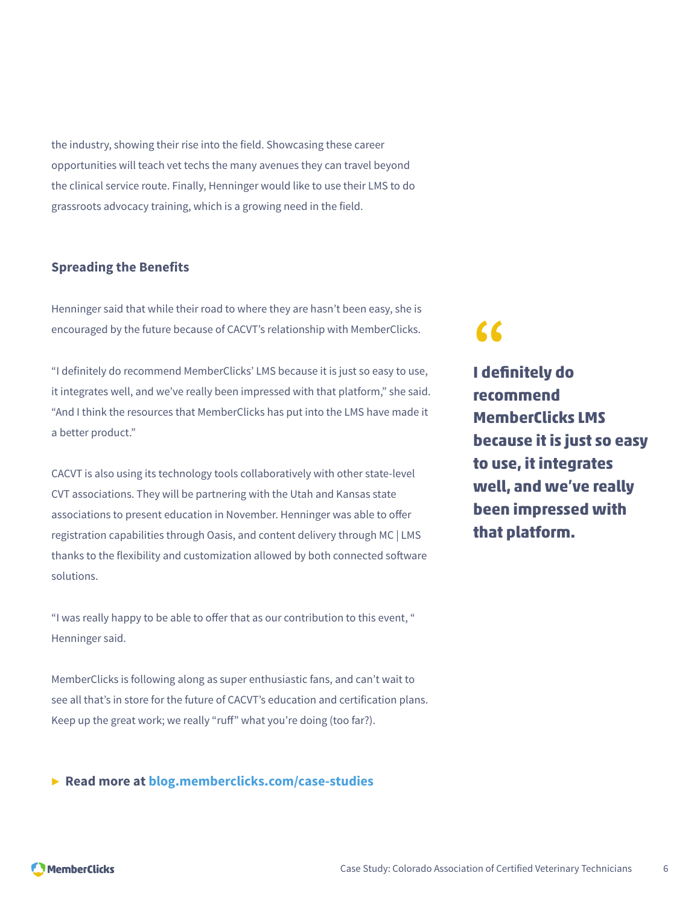the industry, showing their rise into the field. Showcasing these career opportunities will teach vet techs the many avenues they can travel beyond the clinical service route. Finally, Henninger would like to use their LMS to do grassroots advocacy training, which is a growing need in the field.

### Spreading the Benefits

Henninger said that while their road to where they are hasn't been easy, she is encouraged by the future because of CACVT's relationship with MemberClicks.

"I definitely do recommend MemberClicks' LMS because it is just so easy to use, it integrates well, and we've really been impressed with that platform," she said. "And I think the resources that MemberClicks has put into the LMS have made it a better product."

> **I definitely do recommend MemberClicks LMS because it is just so easy to use, it integrates well, and we've really been impressed with that platform.**

CACVT is also using its technology tools collaboratively with other state-level CVT associations. They will be partnering with the Utah and Kansas state associations to present education in November. Henninger was able to offer registration capabilities through Oasis, and content delivery through MC | LMS thanks to the flexibility and customization allowed by both connected software solutions.

"I was really happy to be able to offer that as our contribution to this event, " Henninger said.

MemberClicks is following along as super enthusiastic fans, and can't wait to see all that's in store for the future of CACVT's education and certification plans. Keep up the great work; we really "ruff" what you're doing (too far?).

▶ **Read more at blog.memberclicks.com/case-studies**